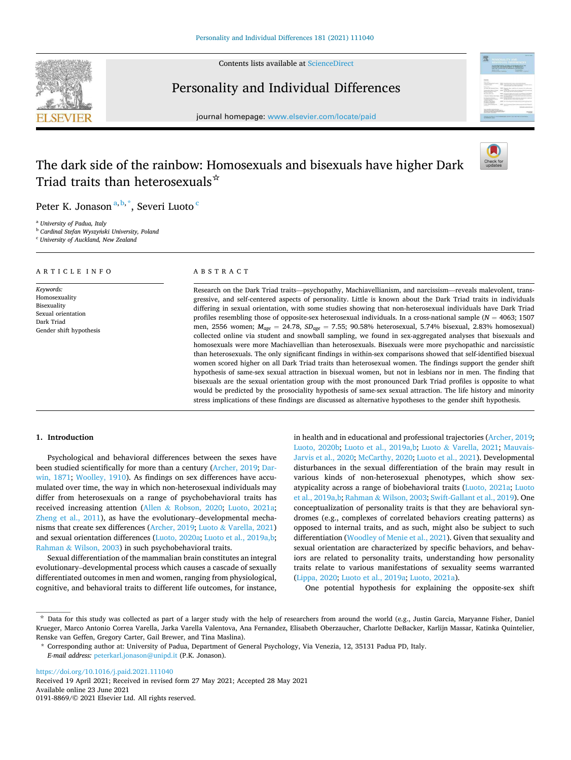# The dark side of the rainbow: Homosexuals and bisexuals have higher Dark Triad traits than heterosexuals☆

Peter K. Jonason [a,b,*], Severi Luoto [c]

[a] University of Padua, Italy
[b] Cardinal Stefan Wyszyński University, Poland
[c] University of Auckland, New Zealand

**ARTICLE INFO**

*Keywords:*
Homosexuality
Bisexuality
Sexual orientation
Dark Triad
Gender shift hypothesis

**ABSTRACT**

Research on the Dark Triad traits—psychopathy, Machiavellianism, and narcissism—reveals malevolent, transgressive, and self-centered aspects of personality. Little is known about the Dark Triad traits in individuals differing in sexual orientation, with some studies showing that non-heterosexual individuals have Dark Triad profiles resembling those of opposite-sex heterosexual individuals. In a cross-national sample ($N$ = 4063; 1507 men, 2556 women; $M_{age}$ = 24.78, $SD_{age}$ = 7.55; 90.58% heterosexual, 5.74% bisexual, 2.83% homosexual) collected online via student and snowball sampling, we found in sex-aggregated analyses that bisexuals and homosexuals were more Machiavellian than heterosexuals. Bisexuals were more psychopathic and narcissistic than heterosexuals. The only significant findings in within-sex comparisons showed that self-identified bisexual women scored higher on all Dark Triad traits than heterosexual women. The findings support the gender shift hypothesis of same-sex sexual attraction in bisexual women, but not in lesbians nor in men. The finding that bisexuals are the sexual orientation group with the most pronounced Dark Triad profiles is opposite to what would be predicted by the prosociality hypothesis of same-sex sexual attraction. The life history and minority stress implications of these findings are discussed as alternative hypotheses to the gender shift hypothesis.

## 1. Introduction

Psychological and behavioral differences between the sexes have been studied scientifically for more than a century (Archer, 2019; Darwin, 1871; Woolley, 1910). As findings on sex differences have accumulated over time, the way in which non-heterosexual individuals may differ from heterosexuals on a range of psychobehavioral traits has received increasing attention (Allen & Robson, 2020; Luoto, 2021a; Zheng et al., 2011), as have the evolutionary–developmental mechanisms that create sex differences (Archer, 2019; Luoto & Varella, 2021) and sexual orientation differences (Luoto, 2020a; Luoto et al., 2019a,b; Rahman & Wilson, 2003) in such psychobehavioral traits.

Sexual differentiation of the mammalian brain constitutes an integral evolutionary–developmental process which causes a cascade of sexually differentiated outcomes in men and women, ranging from physiological, cognitive, and behavioral traits to different life outcomes, for instance, in health and in educational and professional trajectories (Archer, 2019; Luoto, 2020b; Luoto et al., 2019a,b; Luoto & Varella, 2021; Mauvais-Jarvis et al., 2020; McCarthy, 2020; Luoto et al., 2021). Developmental disturbances in the sexual differentiation of the brain may result in various kinds of non-heterosexual phenotypes, which show sex-atypicality across a range of biobehavioral traits (Luoto, 2021a; Luoto et al., 2019a,b; Rahman & Wilson, 2003; Swift-Gallant et al., 2019). One conceptualization of personality traits is that they are behavioral syndromes (e.g., complexes of correlated behaviors creating patterns) as opposed to internal traits, and as such, might also be subject to such differentiation (Woodley of Menie et al., 2021). Given that sexuality and sexual orientation are characterized by specific behaviors, and behaviors are related to personality traits, understanding how personality traits relate to various manifestations of sexuality seems warranted (Lippa, 2020; Luoto et al., 2019a; Luoto, 2021a).

One potential hypothesis for explaining the opposite-sex shift

---

☆ Data for this study was collected as part of a larger study with the help of researchers from around the world (e.g., Justin Garcia, Maryanne Fisher, Daniel Krueger, Marco Antonio Correa Varella, Jarka Varella Valentova, Ana Fernandez, Elisabeth Oberzaucher, Charlotte DeBacker, Karlijn Massar, Katinka Quintelier, Renske van Geffen, Gregory Carter, Gail Brewer, and Tina Maslina).

* Corresponding author at: University of Padua, Department of General Psychology, Via Venezia, 12, 35131 Padua PD, Italy.
*E-mail address:* peterkarl.jonason@unipd.it (P.K. Jonason).

https://doi.org/10.1016/j.paid.2021.111040
Received 19 April 2021; Received in revised form 27 May 2021; Accepted 28 May 2021
Available online 23 June 2021
0191-8869/© 2021 Elsevier Ltd. All rights reserved.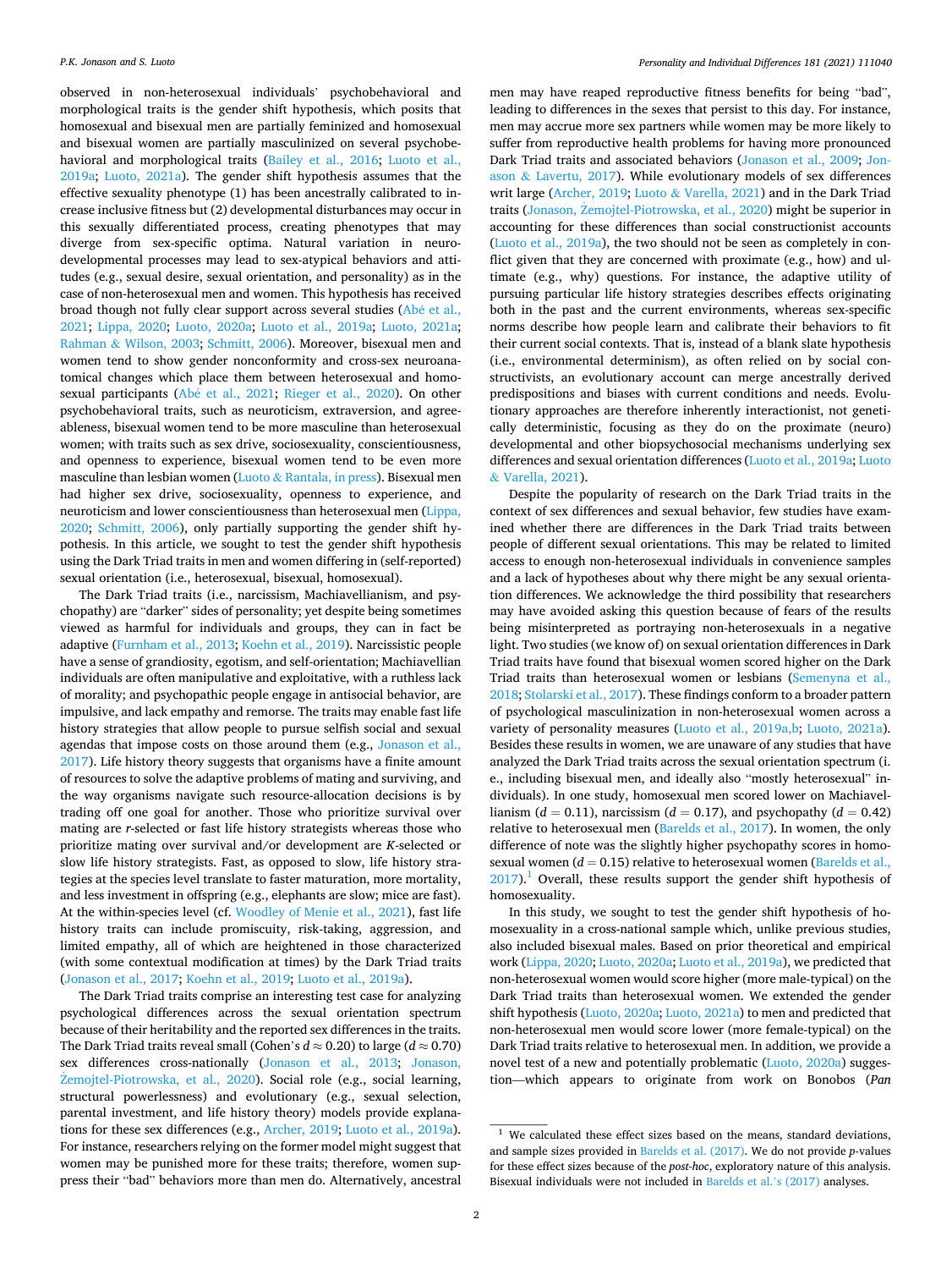observed in non-heterosexual individuals' psychobehavioral and morphological traits is the gender shift hypothesis, which posits that homosexual and bisexual men are partially feminized and homosexual and bisexual women are partially masculinized on several psychobehavioral and morphological traits (Bailey et al., 2016; Luoto et al., 2019a; Luoto, 2021a). The gender shift hypothesis assumes that the effective sexuality phenotype (1) has been ancestrally calibrated to increase inclusive fitness but (2) developmental disturbances may occur in this sexually differentiated process, creating phenotypes that may diverge from sex-specific optima. Natural variation in neurodevelopmental processes may lead to sex-atypical behaviors and attitudes (e.g., sexual desire, sexual orientation, and personality) as in the case of non-heterosexual men and women. This hypothesis has received broad though not fully clear support across several studies (Abé et al., 2021; Lippa, 2020; Luoto, 2020a; Luoto et al., 2019a; Luoto, 2021a; Rahman & Wilson, 2003; Schmitt, 2006). Moreover, bisexual men and women tend to show gender nonconformity and cross-sex neuroanatomical changes which place them between heterosexual and homosexual participants (Abé et al., 2021; Rieger et al., 2020). On other psychobehavioral traits, such as neuroticism, extraversion, and agreeableness, bisexual women tend to be more masculine than heterosexual women; with traits such as sex drive, sociosexuality, conscientiousness, and openness to experience, bisexual women tend to be even more masculine than lesbian women (Luoto & Rantala, in press). Bisexual men had higher sex drive, sociosexuality, openness to experience, and neuroticism and lower conscientiousness than heterosexual men (Lippa, 2020; Schmitt, 2006), only partially supporting the gender shift hypothesis. In this article, we sought to test the gender shift hypothesis using the Dark Triad traits in men and women differing in (self-reported) sexual orientation (i.e., heterosexual, bisexual, homosexual).

The Dark Triad traits (i.e., narcissism, Machiavellianism, and psychopathy) are "darker" sides of personality; yet despite being sometimes viewed as harmful for individuals and groups, they can in fact be adaptive (Furnham et al., 2013; Koehn et al., 2019). Narcissistic people have a sense of grandiosity, egotism, and self-orientation; Machiavellian individuals are often manipulative and exploitative, with a ruthless lack of morality; and psychopathic people engage in antisocial behavior, are impulsive, and lack empathy and remorse. The traits may enable fast life history strategies that allow people to pursue selfish social and sexual agendas that impose costs on those around them (e.g., Jonason et al., 2017). Life history theory suggests that organisms have a finite amount of resources to solve the adaptive problems of mating and survival, and the way organisms navigate such resource-allocation decisions is by trading off one goal for another. Those who prioritize survival over mating are *r*-selected or fast life history strategists whereas those who prioritize mating over survival and/or development are *K*-selected or slow life history strategists. Fast, as opposed to slow, life history strategies at the species level translate to faster maturation, more mortality, and less investment in offspring (e.g., elephants are slow; mice are fast). At the within-species level (cf. Woodley of Menie et al., 2021), fast life history traits can include promiscuity, risk-taking, aggression, and limited empathy, all of which are heightened in those characterized (with some contextual modification at times) by the Dark Triad traits (Jonason et al., 2017; Koehn et al., 2019; Luoto et al., 2019a).

The Dark Triad traits comprise an interesting test case for analyzing psychological differences across the sexual orientation spectrum because of their heritability and the reported sex differences in the traits. The Dark Triad traits reveal small (Cohen's $d \approx 0.20$) to large ($d \approx 0.70$) sex differences cross-nationally (Jonason et al., 2013; Jonason, Żemojtel-Piotrowska, et al., 2020). Social role (e.g., social learning, structural powerlessness) and evolutionary (e.g., sexual selection, parental investment, and life history theory) models provide explanations for these sex differences (e.g., Archer, 2019; Luoto et al., 2019a). For instance, researchers relying on the former model might suggest that women may be punished more for these traits; therefore, women suppress their "bad" behaviors more than men do. Alternatively, ancestral men may have reaped reproductive fitness benefits for being "bad", leading to differences in the sexes that persist to this day. For instance, men may accrue more sex partners while women may be more likely to suffer from reproductive health problems for having more pronounced Dark Triad traits and associated behaviors (Jonason et al., 2009; Jonason & Lavertu, 2017). While evolutionary models of sex differences writ large (Archer, 2019; Luoto & Varella, 2021) and in the Dark Triad traits (Jonason, Żemojtel-Piotrowska, et al., 2020) might be superior in accounting for these differences than social constructionist accounts (Luoto et al., 2019a), the two should not be seen as completely in conflict given that they are concerned with proximate (e.g., how) and ultimate (e.g., why) questions. For instance, the adaptive utility of pursuing particular life history strategies describes effects originating both in the past and the current environments, whereas sex-specific norms describe how people learn and calibrate their behaviors to fit their current social contexts. That is, instead of a blank slate hypothesis (i.e., environmental determinism), as often relied on by social constructivists, an evolutionary account can merge ancestrally derived predispositions and biases with current conditions and needs. Evolutionary approaches are therefore inherently interactionist, not genetically deterministic, focusing as they do on the proximate (neuro) developmental and other biopsychosocial mechanisms underlying sex differences and sexual orientation differences (Luoto et al., 2019a; Luoto & Varella, 2021).

Despite the popularity of research on the Dark Triad traits in the context of sex differences and sexual behavior, few studies have examined whether there are differences in the Dark Triad traits between people of different sexual orientations. This may be related to limited access to enough non-heterosexual individuals in convenience samples and a lack of hypotheses about why there might be any sexual orientation differences. We acknowledge the third possibility that researchers may have avoided asking this question because of fears of the results being misinterpreted as portraying non-heterosexuals in a negative light. Two studies (we know of) on sexual orientation differences in Dark Triad traits have found that bisexual women scored higher on the Dark Triad traits than heterosexual women or lesbians (Semenyna et al., 2018; Stolarski et al., 2017). These findings conform to a broader pattern of psychological masculinization in non-heterosexual women across a variety of personality measures (Luoto et al., 2019a,b; Luoto, 2021a). Besides these results in women, we are unaware of any studies that have analyzed the Dark Triad traits across the sexual orientation spectrum (i.e., including bisexual men, and ideally also "mostly heterosexual" individuals). In one study, homosexual men scored lower on Machiavellianism ($d = 0.11$), narcissism ($d = 0.17$), and psychopathy ($d = 0.42$) relative to heterosexual men (Barelds et al., 2017). In women, the only difference of note was the slightly higher psychopathy scores in homosexual women ($d = 0.15$) relative to heterosexual women (Barelds et al., 2017).[1] Overall, these results support the gender shift hypothesis of homosexuality.

In this study, we sought to test the gender shift hypothesis of homosexuality in a cross-national sample which, unlike previous studies, also included bisexual males. Based on prior theoretical and empirical work (Lippa, 2020; Luoto, 2020a; Luoto et al., 2019a), we predicted that non-heterosexual women would score higher (more male-typical) on the Dark Triad traits than heterosexual women. We extended the gender shift hypothesis (Luoto, 2020a; Luoto, 2021a) to men and predicted that non-heterosexual men would score lower (more female-typical) on the Dark Triad traits relative to heterosexual men. In addition, we provide a novel test of a new and potentially problematic (Luoto, 2020a) suggestion—which appears to originate from work on Bonobos (*Pan*

---

[1] We calculated these effect sizes based on the means, standard deviations, and sample sizes provided in Barelds et al. (2017). We do not provide *p*-values for these effect sizes because of the *post-hoc*, exploratory nature of this analysis. Bisexual individuals were not included in Barelds et al.'s (2017) analyses.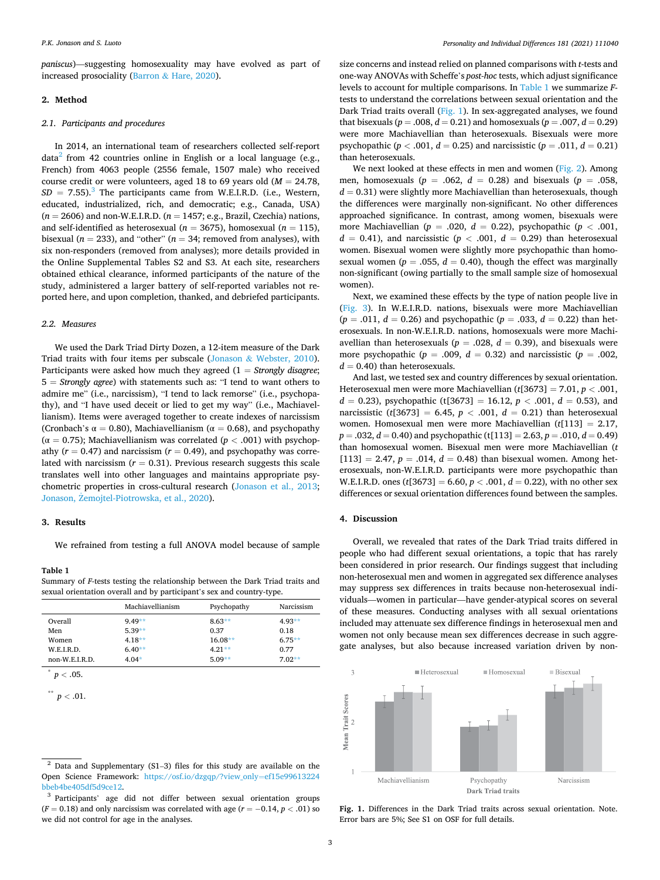*paniscus*)—suggesting homosexuality may have evolved as part of increased prosociality (Barron & Hare, 2020).

## 2. Method

### 2.1. Participants and procedures

In 2014, an international team of researchers collected self-report data[2] from 42 countries online in English or a local language (e.g., French) from 4063 people (2556 female, 1507 male) who received course credit or were volunteers, aged 18 to 69 years old ($M = 24.78$, $SD = 7.55$).[3] The participants came from W.E.I.R.D. (i.e., Western, educated, industrialized, rich, and democratic; e.g., Canada, USA) ($n = 2606$) and non-W.E.I.R.D. ($n = 1457$; e.g., Brazil, Czechia) nations, and self-identified as heterosexual ($n = 3675$), homosexual ($n = 115$), bisexual ($n = 233$), and "other" ($n = 34$; removed from analyses), with six non-responders (removed from analyses); more details provided in the Online Supplemental Tables S2 and S3. At each site, researchers obtained ethical clearance, informed participants of the nature of the study, administered a larger battery of self-reported variables not reported here, and upon completion, thanked, and debriefed participants.

### 2.2. Measures

We used the Dark Triad Dirty Dozen, a 12-item measure of the Dark Triad traits with four items per subscale (Jonason & Webster, 2010). Participants were asked how much they agreed (1 = *Strongly disagree*; 5 = *Strongly agree*) with statements such as: "I tend to want others to admire me" (i.e., narcissism), "I tend to lack remorse" (i.e., psychopathy), and "I have used deceit or lied to get my way" (i.e., Machiavellianism). Items were averaged together to create indexes of narcissism (Cronbach's $\alpha = 0.80$), Machiavellianism ($\alpha = 0.68$), and psychopathy ($\alpha = 0.75$); Machiavellianism was correlated ($p < .001$) with psychopathy ($r = 0.47$) and narcissism ($r = 0.49$), and psychopathy was correlated with narcissism ($r = 0.31$). Previous research suggests this scale translates well into other languages and maintains appropriate psychometric properties in cross-cultural research (Jonason et al., 2013; Jonason, Żemojtel-Piotrowska, et al., 2020).

## 3. Results

We refrained from testing a full ANOVA model because of sample size concerns and instead relied on planned comparisons with *t*-tests and one-way ANOVAs with Scheffe's *post-hoc* tests, which adjust significance levels to account for multiple comparisons. In Table 1 we summarize *F*-tests to understand the correlations between sexual orientation and the Dark Triad traits overall (Fig. 1). In sex-aggregated analyses, we found that bisexuals ($p = .008$, $d = 0.21$) and homosexuals ($p = .007$, $d = 0.29$) were more Machiavellian than heterosexuals. Bisexuals were more psychopathic ($p < .001$, $d = 0.25$) and narcissistic ($p = .011$, $d = 0.21$) than heterosexuals.

**Table 1**
Summary of *F*-tests testing the relationship between the Dark Triad traits and sexual orientation overall and by participant's sex and country-type.

| | Machiavellianism | Psychopathy | Narcissism |
|---|---|---|---|
| Overall | 9.49** | 8.63** | 4.93** |
| Men | 5.39** | 0.37 | 0.18 |
| Women | 4.18** | 16.08** | 6.75** |
| W.E.I.R.D. | 6.40** | 4.21** | 0.77 |
| non-W.E.I.R.D. | 4.04* | 5.09** | 7.02** |

\* $p < .05$.

\*\* $p < .01$.

We next looked at these effects in men and women (Fig. 2). Among men, homosexuals ($p = .062$, $d = 0.28$) and bisexuals ($p = .058$, $d = 0.31$) were slightly more Machiavellian than heterosexuals, though the differences were marginally non-significant. No other differences approached significance. In contrast, among women, bisexuals were more Machiavellian ($p = .020$, $d = 0.22$), psychopathic ($p < .001$, $d = 0.41$), and narcissistic ($p < .001$, $d = 0.29$) than heterosexual women. Bisexual women were slightly more psychopathic than homosexual women ($p = .055$, $d = 0.40$), though the effect was marginally non-significant (owing partially to the small sample size of homosexual women).

Next, we examined these effects by the type of nation people live in (Fig. 3). In W.E.I.R.D. nations, bisexuals were more Machiavellian ($p = .011$, $d = 0.26$) and psychopathic ($p = .033$, $d = 0.22$) than heterosexuals. In non-W.E.I.R.D. nations, homosexuals were more Machiavellian than heterosexuals ($p = .028$, $d = 0.39$), and bisexuals were more psychopathic ($p = .009$, $d = 0.32$) and narcissistic ($p = .002$, $d = 0.40$) than heterosexuals.

And last, we tested sex and country differences by sexual orientation. Heterosexual men were more Machiavellian ($t[3673] = 7.01$, $p < .001$, $d = 0.23$), psychopathic ($t[3673] = 16.12$, $p < .001$, $d = 0.53$), and narcissistic ($t[3673] = 6.45$, $p < .001$, $d = 0.21$) than heterosexual women. Homosexual men were more Machiavellian ($t[113] = 2.17$, $p = .032$, $d = 0.40$) and psychopathic ($t[113] = 2.63$, $p = .010$, $d = 0.49$) than homosexual women. Bisexual men were more Machiavellian ($t[113] = 2.47$, $p = .014$, $d = 0.48$) than bisexual women. Among heterosexuals, non-W.E.I.R.D. participants were more psychopathic than W.E.I.R.D. ones ($t[3673] = 6.60$, $p < .001$, $d = 0.22$), with no other sex differences or sexual orientation differences found between the samples.

## 4. Discussion

Overall, we revealed that rates of the Dark Triad traits differed in people who had different sexual orientations, a topic that has rarely been considered in prior research. Our findings suggest that including non-heterosexual men and women in aggregated sex difference analyses may suppress sex differences in traits because non-heterosexual individuals—women in particular—have gender-atypical scores on several of these measures. Conducting analyses with all sexual orientations included may attenuate sex difference findings in heterosexual men and women not only because mean sex differences decrease in such aggregate analyses, but also because increased variation driven by non-

**Fig. 1.** Differences in the Dark Triad traits across sexual orientation. Note. Error bars are 5%; See S1 on OSF for full details.

[2] Data and Supplementary (S1–3) files for this study are available on the Open Science Framework: https://osf.io/dzgqp/?view_only=ef15e99613224bbeb4be405df5d9ce12.

[3] Participants' age did not differ between sexual orientation groups ($F = 0.18$) and only narcissism was correlated with age ($r = -0.14$, $p < .01$) so we did not control for age in the analyses.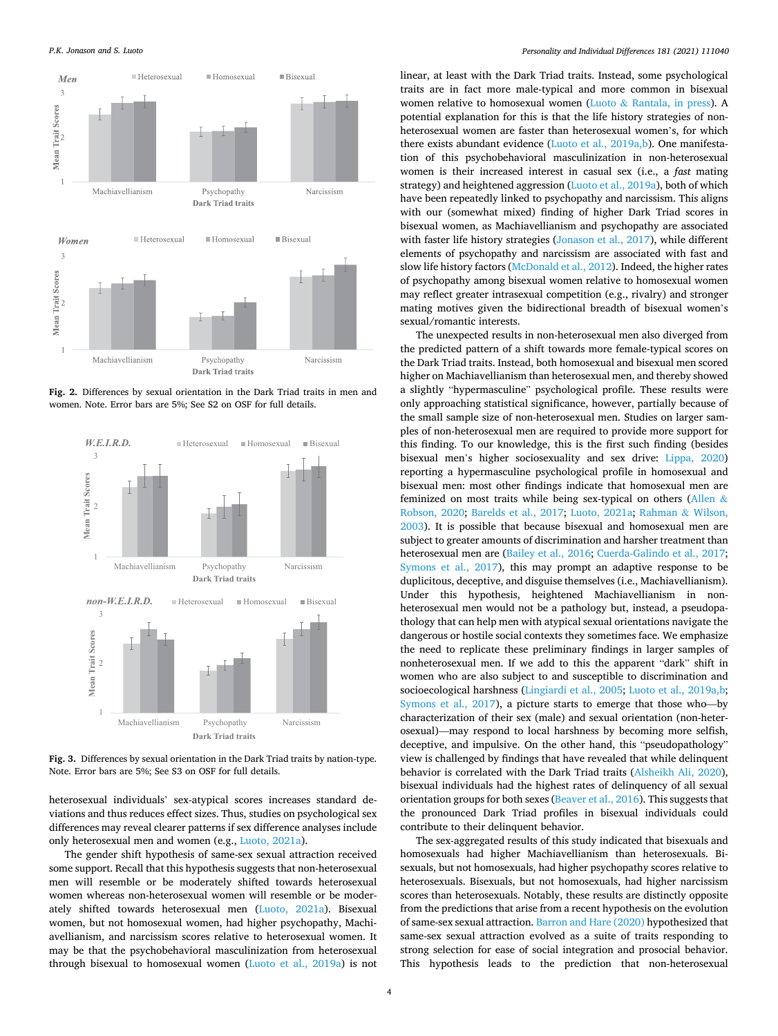Fig. 2. Differences by sexual orientation in the Dark Triad traits in men and women. Note. Error bars are 5%; See S2 on OSF for full details.

Fig. 3. Differences by sexual orientation in the Dark Triad traits by nation-type. Note. Error bars are 5%; See S3 on OSF for full details.

heterosexual individuals' sex-atypical scores increases standard deviations and thus reduces effect sizes. Thus, studies on psychological sex differences may reveal clearer patterns if sex difference analyses include only heterosexual men and women (e.g., Luoto, 2021a).

The gender shift hypothesis of same-sex sexual attraction received some support. Recall that this hypothesis suggests that non-heterosexual men will resemble or be moderately shifted towards heterosexual women whereas non-heterosexual women will resemble or be moderately shifted towards heterosexual men (Luoto, 2021a). Bisexual women, but not homosexual women, had higher psychopathy, Machiavellianism, and narcissism scores relative to heterosexual women. It may be that the psychobehavioral masculinization from heterosexual through bisexual to homosexual women (Luoto et al., 2019a) is not linear, at least with the Dark Triad traits. Instead, some psychological traits are in fact more male-typical and more common in bisexual women relative to homosexual women (Luoto & Rantala, in press). A potential explanation for this is that the life history strategies of non-heterosexual women are faster than heterosexual women's, for which there exists abundant evidence (Luoto et al., 2019a,b). One manifestation of this psychobehavioral masculinization in non-heterosexual women is their increased interest in casual sex (i.e., a *fast* mating strategy) and heightened aggression (Luoto et al., 2019a), both of which have been repeatedly linked to psychopathy and narcissism. This aligns with our (somewhat mixed) finding of higher Dark Triad scores in bisexual women, as Machiavellianism and psychopathy are associated with faster life history strategies (Jonason et al., 2017), while different elements of psychopathy and narcissism are associated with fast and slow life history factors (McDonald et al., 2012). Indeed, the higher rates of psychopathy among bisexual women relative to homosexual women may reflect greater intrasexual competition (e.g., rivalry) and stronger mating motives given the bidirectional breadth of bisexual women's sexual/romantic interests.

The unexpected results in non-heterosexual men also diverged from the predicted pattern of a shift towards more female-typical scores on the Dark Triad traits. Instead, both homosexual and bisexual men scored higher on Machiavellianism than heterosexual men, and thereby showed a slightly "hypermasculine" psychological profile. These results were only approaching statistical significance, however, partially because of the small sample size of non-heterosexual men. Studies on larger samples of non-heterosexual men are required to provide more support for this finding. To our knowledge, this is the first such finding (besides bisexual men's higher sociosexuality and sex drive: Lippa, 2020) reporting a hypermasculine psychological profile in homosexual and bisexual men: most other findings indicate that homosexual men are feminized on most traits while being sex-typical on others (Allen & Robson, 2020; Barelds et al., 2017; Luoto, 2021a; Rahman & Wilson, 2003). It is possible that because bisexual and homosexual men are subject to greater amounts of discrimination and harsher treatment than heterosexual men are (Bailey et al., 2016; Cuerda-Galindo et al., 2017; Symons et al., 2017), this may prompt an adaptive response to be duplicitous, deceptive, and disguise themselves (i.e., Machiavellianism). Under this hypothesis, heightened Machiavellianism in non-heterosexual men would not be a pathology but, instead, a pseudopathology that can help men with atypical sexual orientations navigate the dangerous or hostile social contexts they sometimes face. We emphasize the need to replicate these preliminary findings in larger samples of nonheterosexual men. If we add to this the apparent "dark" shift in women who are also subject to and susceptible to discrimination and socioecological harshness (Lingiardi et al., 2005; Luoto et al., 2019a,b; Symons et al., 2017), a picture starts to emerge that those who—by characterization of their sex (male) and sexual orientation (non-heterosexual)—may respond to local harshness by becoming more selfish, deceptive, and impulsive. On the other hand, this "pseudopathology" view is challenged by findings that have revealed that while delinquent behavior is correlated with the Dark Triad traits (Alsheikh Ali, 2020), bisexual individuals had the highest rates of delinquency of all sexual orientation groups for both sexes (Beaver et al., 2016). This suggests that the pronounced Dark Triad profiles in bisexual individuals could contribute to their delinquent behavior.

The sex-aggregated results of this study indicated that bisexuals and homosexuals had higher Machiavellianism than heterosexuals. Bisexuals, but not homosexuals, had higher psychopathy scores relative to heterosexuals. Bisexuals, but not homosexuals, had higher narcissism scores than heterosexuals. Notably, these results are distinctly opposite from the predictions that arise from a recent hypothesis on the evolution of same-sex sexual attraction. Barron and Hare (2020) hypothesized that same-sex sexual attraction evolved as a suite of traits responding to strong selection for ease of social integration and prosocial behavior. This hypothesis leads to the prediction that non-heterosexual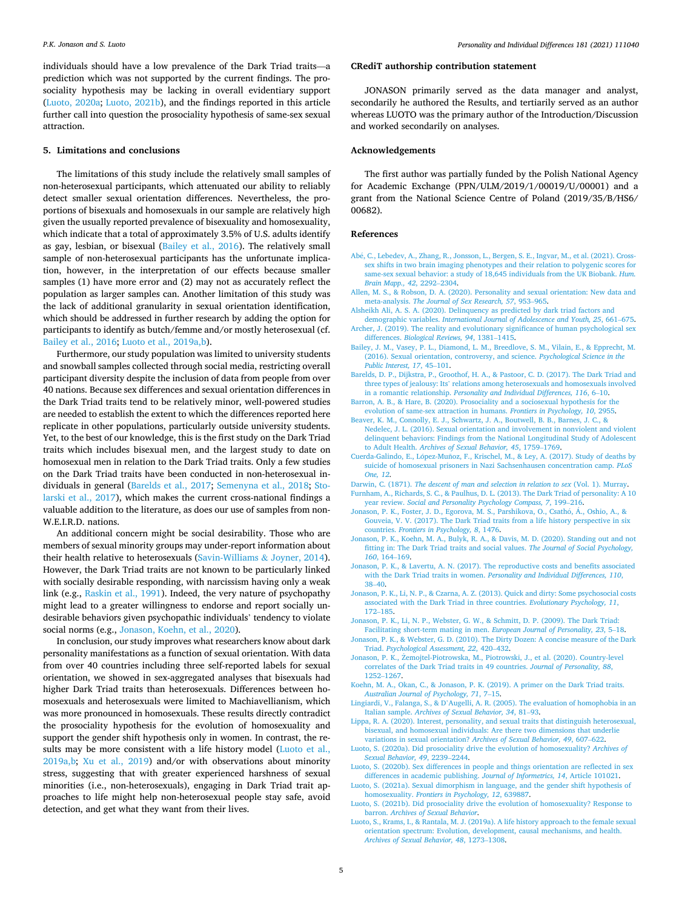individuals should have a low prevalence of the Dark Triad traits—a prediction which was not supported by the current findings. The prosociality hypothesis may be lacking in overall evidentiary support (Luoto, 2020a; Luoto, 2021b), and the findings reported in this article further call into question the prosociality hypothesis of same-sex sexual attraction.

## 5. Limitations and conclusions

The limitations of this study include the relatively small samples of non-heterosexual participants, which attenuated our ability to reliably detect smaller sexual orientation differences. Nevertheless, the proportions of bisexuals and homosexuals in our sample are relatively high given the usually reported prevalence of bisexuality and homosexuality, which indicate that a total of approximately 3.5% of U.S. adults identify as gay, lesbian, or bisexual (Bailey et al., 2016). The relatively small sample of non-heterosexual participants has the unfortunate implication, however, in the interpretation of our effects because smaller samples (1) have more error and (2) may not as accurately reflect the population as larger samples can. Another limitation of this study was the lack of additional granularity in sexual orientation identification, which should be addressed in further research by adding the option for participants to identify as butch/femme and/or mostly heterosexual (cf. Bailey et al., 2016; Luoto et al., 2019a,b).

Furthermore, our study population was limited to university students and snowball samples collected through social media, restricting overall participant diversity despite the inclusion of data from people from over 40 nations. Because sex differences and sexual orientation differences in the Dark Triad traits tend to be relatively minor, well-powered studies are needed to establish the extent to which the differences reported here replicate in other populations, particularly outside university students. Yet, to the best of our knowledge, this is the first study on the Dark Triad traits which includes bisexual men, and the largest study to date on homosexual men in relation to the Dark Triad traits. Only a few studies on the Dark Triad traits have been conducted in non-heterosexual individuals in general (Barelds et al., 2017; Semenyna et al., 2018; Stolarski et al., 2017), which makes the current cross-national findings a valuable addition to the literature, as does our use of samples from non-W.E.I.R.D. nations.

An additional concern might be social desirability. Those who are members of sexual minority groups may under-report information about their health relative to heterosexuals (Savin-Williams & Joyner, 2014). However, the Dark Triad traits are not known to be particularly linked with socially desirable responding, with narcissism having only a weak link (e.g., Raskin et al., 1991). Indeed, the very nature of psychopathy might lead to a greater willingness to endorse and report socially undesirable behaviors given psychopathic individuals' tendency to violate social norms (e.g., Jonason, Koehn, et al., 2020).

In conclusion, our study improves what researchers know about dark personality manifestations as a function of sexual orientation. With data from over 40 countries including three self-reported labels for sexual orientation, we showed in sex-aggregated analyses that bisexuals had higher Dark Triad traits than heterosexuals. Differences between homosexuals and heterosexuals were limited to Machiavellianism, which was more pronounced in homosexuals. These results directly contradict the prosociality hypothesis for the evolution of homosexuality and support the gender shift hypothesis only in women. In contrast, the results may be more consistent with a life history model (Luoto et al., 2019a,b; Xu et al., 2019) and/or with observations about minority stress, suggesting that with greater experienced harshness of sexual minorities (i.e., non-heterosexuals), engaging in Dark Triad trait approaches to life might help non-heterosexual people stay safe, avoid detection, and get what they want from their lives.

## CRediT authorship contribution statement

JONASON primarily served as the data manager and analyst, secondarily he authored the Results, and tertiarily served as an author whereas LUOTO was the primary author of the Introduction/Discussion and worked secondarily on analyses.

## Acknowledgements

The first author was partially funded by the Polish National Agency for Academic Exchange (PPN/ULM/2019/1/00019/U/00001) and a grant from the National Science Centre of Poland (2019/35/B/HS6/00682).

## References

Abé, C., Lebedev, A., Zhang, R., Jonsson, L., Bergen, S. E., Ingvar, M., et al. (2021). Cross-sex shifts in two brain imaging phenotypes and their relation to polygenic scores for same-sex sexual behavior: a study of 18,645 individuals from the UK Biobank. *Hum. Brain Mapp., 42*, 2292–2304.

Allen, M. S., & Robson, D. A. (2020). Personality and sexual orientation: New data and meta-analysis. *The Journal of Sex Research, 57*, 953–965.

Alsheikh Ali, A. S. A. (2020). Delinquency as predicted by dark triad factors and demographic variables. *International Journal of Adolescence and Youth, 25*, 661–675.

Archer, J. (2019). The reality and evolutionary significance of human psychological sex differences. *Biological Reviews, 94*, 1381–1415.

Bailey, J. M., Vasey, P. L., Diamond, L. M., Breedlove, S. M., Vilain, E., & Epprecht, M. (2016). Sexual orientation, controversy, and science. *Psychological Science in the Public Interest, 17*, 45–101.

Barelds, D. P., Dijkstra, P., Groothof, H. A., & Pastoor, C. D. (2017). The Dark Triad and three types of jealousy: Its' relations among heterosexuals and homosexuals involved in a romantic relationship. *Personality and Individual Differences, 116*, 6–10.

Barron, A. B., & Hare, B. (2020). Prosociality and a sociosexual hypothesis for the evolution of same-sex attraction in humans. *Frontiers in Psychology, 10*, 2955.

Beaver, K. M., Connolly, E. J., Schwartz, J. A., Boutwell, B. B., Barnes, J. C., & Nedelec, J. L. (2016). Sexual orientation and involvement in nonviolent and violent delinquent behaviors: Findings from the National Longitudinal Study of Adolescent to Adult Health. *Archives of Sexual Behavior, 45*, 1759–1769.

Cuerda-Galindo, E., López-Muñoz, F., Krischel, M., & Ley, A. (2017). Study of deaths by suicide of homosexual prisoners in Nazi Sachsenhausen concentration camp. *PLoS One, 12*.

Darwin, C. (1871). *The descent of man and selection in relation to sex* (Vol. 1). Murray.

Furnham, A., Richards, S. C., & Paulhus, D. L. (2013). The Dark Triad of personality: A 10 year review. *Social and Personality Psychology Compass, 7*, 199–216.

Jonason, P. K., Foster, J. D., Egorova, M. S., Parshikova, O., Csathó, Á., Oshio, A., & Gouveia, V. V. (2017). The Dark Triad traits from a life history perspective in six countries. *Frontiers in Psychology, 8*, 1476.

Jonason, P. K., Koehn, M. A., Bulyk, R. A., & Davis, M. D. (2020). Standing out and not fitting in: The Dark Triad traits and social values. *The Journal of Social Psychology, 160*, 164–169.

Jonason, P. K., & Lavertu, A. N. (2017). The reproductive costs and benefits associated with the Dark Triad traits in women. *Personality and Individual Differences, 110*, 38–40.

Jonason, P. K., Li, N. P., & Czarna, A. Z. (2013). Quick and dirty: Some psychosocial costs associated with the Dark Triad in three countries. *Evolutionary Psychology, 11*, 172–185.

Jonason, P. K., Li, N. P., Webster, G. W., & Schmitt, D. P. (2009). The Dark Triad: Facilitating short-term mating in men. *European Journal of Personality, 23*, 5–18.

Jonason, P. K., & Webster, G. D. (2010). The Dirty Dozen: A concise measure of the Dark Triad. *Psychological Assessment, 22*, 420–432.

Jonason, P. K., Żemojtel-Piotrowska, M., Piotrowski, J., et al. (2020). Country-level correlates of the Dark Triad traits in 49 countries. *Journal of Personality, 88*, 1252–1267.

Koehn, M. A., Okan, C., & Jonason, P. K. (2019). A primer on the Dark Triad traits. *Australian Journal of Psychology, 71*, 7–15.

Lingiardi, V., Falanga, S., & D'Augelli, A. R. (2005). The evaluation of homophobia in an Italian sample. *Archives of Sexual Behavior, 34*, 81–93.

Lippa, R. A. (2020). Interest, personality, and sexual traits that distinguish heterosexual, bisexual, and homosexual individuals: Are there two dimensions that underlie variations in sexual orientation? *Archives of Sexual Behavior, 49*, 607–622.

Luoto, S. (2020a). Did prosociality drive the evolution of homosexuality? *Archives of Sexual Behavior, 49*, 2239–2244.

Luoto, S. (2020b). Sex differences in people and things orientation are reflected in sex differences in academic publishing. *Journal of Informetrics, 14*, Article 101021.

Luoto, S. (2021a). Sexual dimorphism in language, and the gender shift hypothesis of homosexuality. *Frontiers in Psychology, 12*, 639887.

Luoto, S. (2021b). Did prosociality drive the evolution of homosexuality? Response to barron. *Archives of Sexual Behavior*.

Luoto, S., Krams, I., & Rantala, M. J. (2019a). A life history approach to the female sexual orientation spectrum: Evolution, development, causal mechanisms, and health. *Archives of Sexual Behavior, 48*, 1273–1308.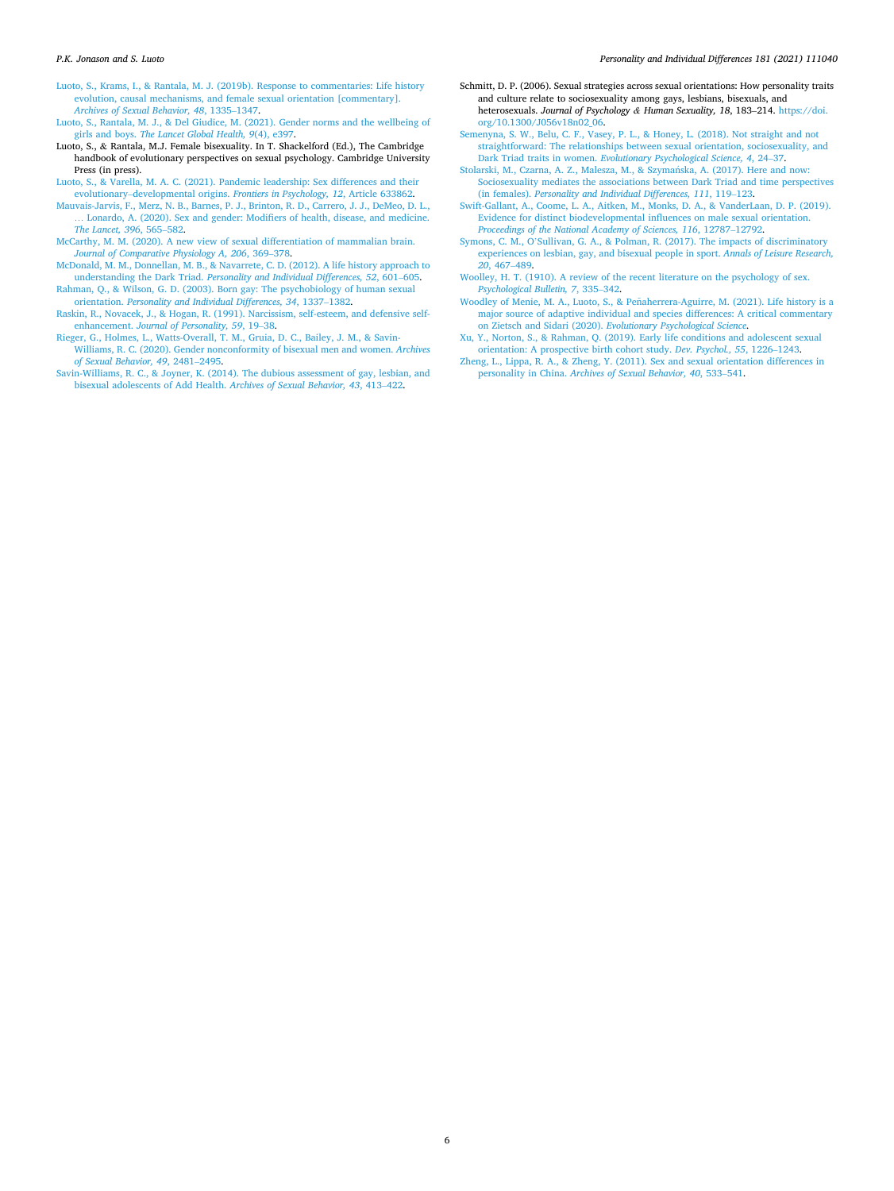Luoto, S., Krams, I., & Rantala, M. J. (2019b). Response to commentaries: Life history evolution, causal mechanisms, and female sexual orientation [commentary]. *Archives of Sexual Behavior, 48*, 1335–1347.

Luoto, S., Rantala, M. J., & Del Giudice, M. (2021). Gender norms and the wellbeing of girls and boys. *The Lancet Global Health, 9*(4), e397.

Luoto, S., & Rantala, M.J. Female bisexuality. In T. Shackelford (Ed.), The Cambridge handbook of evolutionary perspectives on sexual psychology. Cambridge University Press (in press).

Luoto, S., & Varella, M. A. C. (2021). Pandemic leadership: Sex differences and their evolutionary–developmental origins. *Frontiers in Psychology, 12*, Article 633862.

Mauvais-Jarvis, F., Merz, N. B., Barnes, P. J., Brinton, R. D., Carrero, J. J., DeMeo, D. L., … Lonardo, A. (2020). Sex and gender: Modifiers of health, disease, and medicine. *The Lancet, 396*, 565–582.

McCarthy, M. M. (2020). A new view of sexual differentiation of mammalian brain. *Journal of Comparative Physiology A, 206*, 369–378.

McDonald, M. M., Donnellan, M. B., & Navarrete, C. D. (2012). A life history approach to understanding the Dark Triad. *Personality and Individual Differences, 52*, 601–605.

Rahman, Q., & Wilson, G. D. (2003). Born gay: The psychobiology of human sexual orientation. *Personality and Individual Differences, 34*, 1337–1382.

Raskin, R., Novacek, J., & Hogan, R. (1991). Narcissism, self-esteem, and defensive self-enhancement. *Journal of Personality, 59*, 19–38.

Rieger, G., Holmes, L., Watts-Overall, T. M., Gruia, D. C., Bailey, J. M., & Savin-Williams, R. C. (2020). Gender nonconformity of bisexual men and women. *Archives of Sexual Behavior, 49*, 2481–2495.

Savin-Williams, R. C., & Joyner, K. (2014). The dubious assessment of gay, lesbian, and bisexual adolescents of Add Health. *Archives of Sexual Behavior, 43*, 413–422.

Schmitt, D. P. (2006). Sexual strategies across sexual orientations: How personality traits and culture relate to sociosexuality among gays, lesbians, bisexuals, and heterosexuals. *Journal of Psychology & Human Sexuality, 18*, 183–214. https://doi.org/10.1300/J056v18n02_06.

Semenyna, S. W., Belu, C. F., Vasey, P. L., & Honey, L. (2018). Not straight and not straightforward: The relationships between sexual orientation, sociosexuality, and Dark Triad traits in women. *Evolutionary Psychological Science, 4*, 24–37.

Stolarski, M., Czarna, A. Z., Malesza, M., & Szymańska, A. (2017). Here and now: Sociosexuality mediates the associations between Dark Triad and time perspectives (in females). *Personality and Individual Differences, 111*, 119–123.

Swift-Gallant, A., Coome, L. A., Aitken, M., Monks, D. A., & VanderLaan, D. P. (2019). Evidence for distinct biodevelopmental influences on male sexual orientation. *Proceedings of the National Academy of Sciences, 116*, 12787–12792.

Symons, C. M., O'Sullivan, G. A., & Polman, R. (2017). The impacts of discriminatory experiences on lesbian, gay, and bisexual people in sport. *Annals of Leisure Research, 20*, 467–489.

Woolley, H. T. (1910). A review of the recent literature on the psychology of sex. *Psychological Bulletin, 7*, 335–342.

Woodley of Menie, M. A., Luoto, S., & Peñaherrera-Aguirre, M. (2021). Life history is a major source of adaptive individual and species differences: A critical commentary on Zietsch and Sidari (2020). *Evolutionary Psychological Science*.

Xu, Y., Norton, S., & Rahman, Q. (2019). Early life conditions and adolescent sexual orientation: A prospective birth cohort study. *Dev. Psychol., 55*, 1226–1243.

Zheng, L., Lippa, R. A., & Zheng, Y. (2011). Sex and sexual orientation differences in personality in China. *Archives of Sexual Behavior, 40*, 533–541.